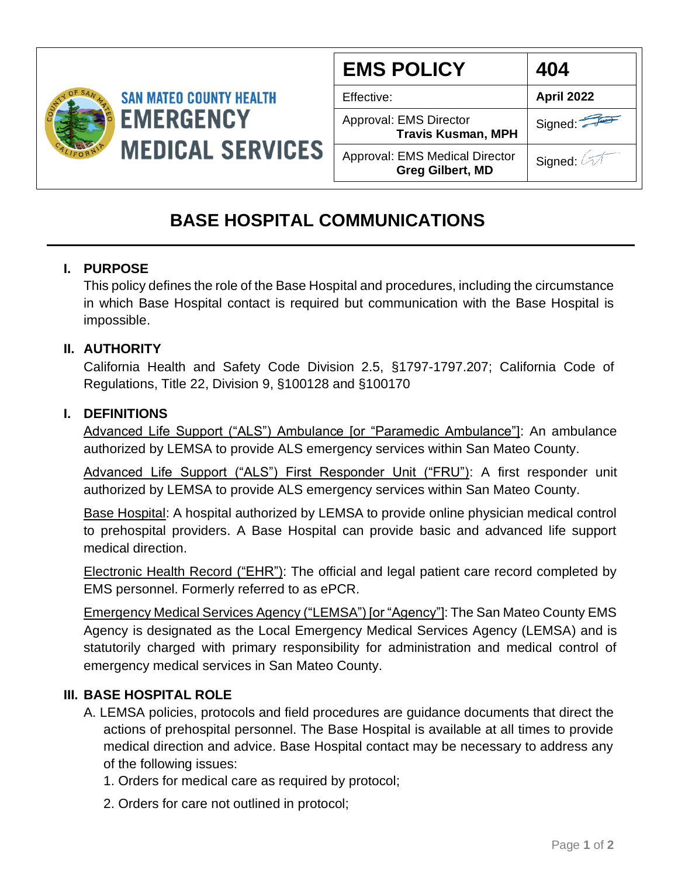SAN MATEO COUNTY HEALTH
EMERGENCY MEDICAL SERVICES

| EMS POLICY | 404 |
|---|---|
| Effective: | April 2022 |
| Approval: EMS Director **Travis Kusman, MPH** | Signed: |
| Approval: EMS Medical Director **Greg Gilbert, MD** | Signed: |

# BASE HOSPITAL COMMUNICATIONS

## I. PURPOSE

This policy defines the role of the Base Hospital and procedures, including the circumstance in which Base Hospital contact is required but communication with the Base Hospital is impossible.

## II. AUTHORITY

California Health and Safety Code Division 2.5, §1797-1797.207; California Code of Regulations, Title 22, Division 9, §100128 and §100170

## I. DEFINITIONS

Advanced Life Support ("ALS") Ambulance [or "Paramedic Ambulance"]: An ambulance authorized by LEMSA to provide ALS emergency services within San Mateo County.

Advanced Life Support ("ALS") First Responder Unit ("FRU"): A first responder unit authorized by LEMSA to provide ALS emergency services within San Mateo County.

Base Hospital: A hospital authorized by LEMSA to provide online physician medical control to prehospital providers. A Base Hospital can provide basic and advanced life support medical direction.

Electronic Health Record ("EHR"): The official and legal patient care record completed by EMS personnel. Formerly referred to as ePCR.

Emergency Medical Services Agency ("LEMSA") [or "Agency"]: The San Mateo County EMS Agency is designated as the Local Emergency Medical Services Agency (LEMSA) and is statutorily charged with primary responsibility for administration and medical control of emergency medical services in San Mateo County.

## III. BASE HOSPITAL ROLE

A. LEMSA policies, protocols and field procedures are guidance documents that direct the actions of prehospital personnel. The Base Hospital is available at all times to provide medical direction and advice. Base Hospital contact may be necessary to address any of the following issues:

1. Orders for medical care as required by protocol;
2. Orders for care not outlined in protocol;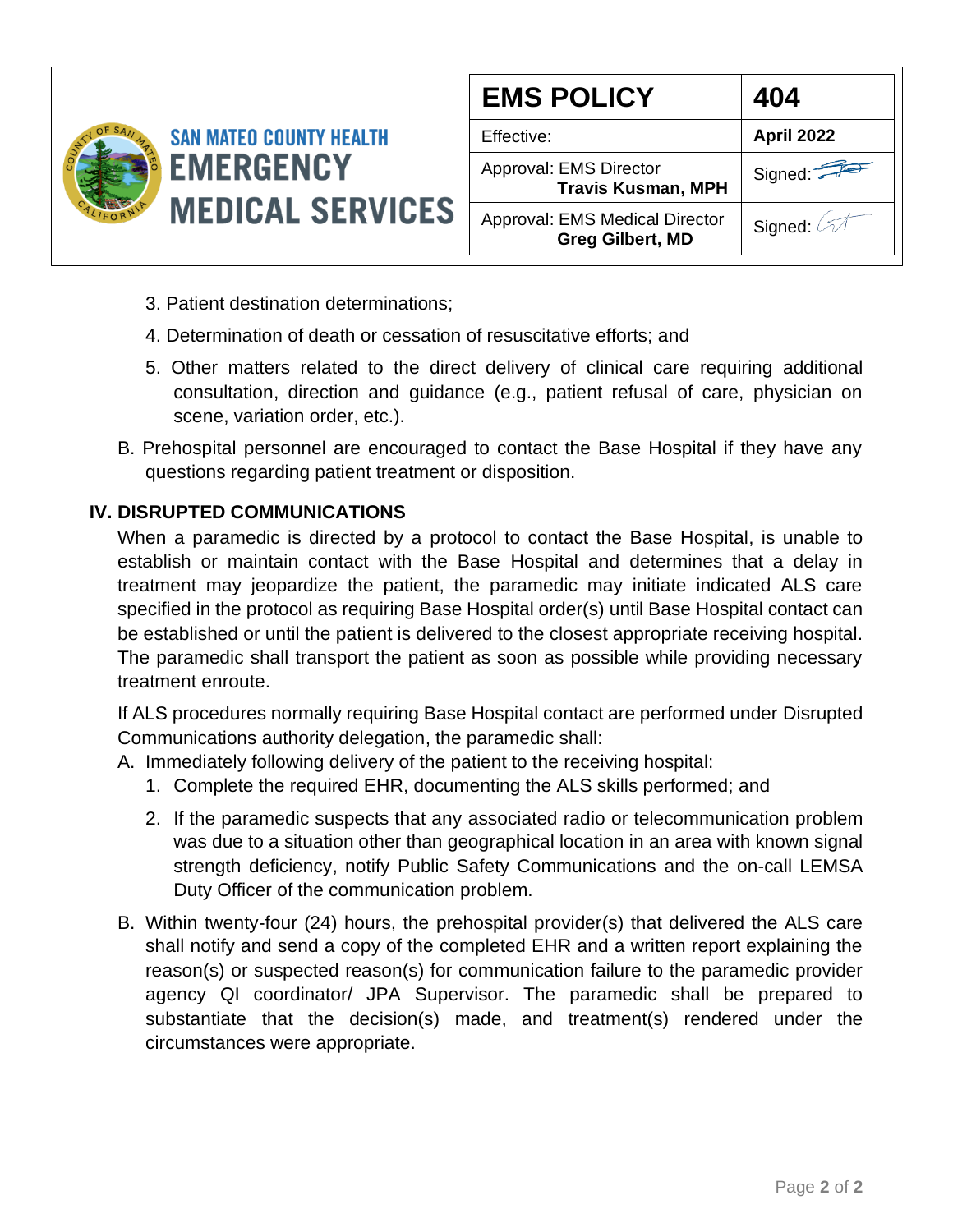3. Patient destination determinations;
4. Determination of death or cessation of resuscitative efforts; and
5. Other matters related to the direct delivery of clinical care requiring additional consultation, direction and guidance (e.g., patient refusal of care, physician on scene, variation order, etc.).

B. Prehospital personnel are encouraged to contact the Base Hospital if they have any questions regarding patient treatment or disposition.

## IV. DISRUPTED COMMUNICATIONS

When a paramedic is directed by a protocol to contact the Base Hospital, is unable to establish or maintain contact with the Base Hospital and determines that a delay in treatment may jeopardize the patient, the paramedic may initiate indicated ALS care specified in the protocol as requiring Base Hospital order(s) until Base Hospital contact can be established or until the patient is delivered to the closest appropriate receiving hospital. The paramedic shall transport the patient as soon as possible while providing necessary treatment enroute.

If ALS procedures normally requiring Base Hospital contact are performed under Disrupted Communications authority delegation, the paramedic shall:

A. Immediately following delivery of the patient to the receiving hospital:
   1. Complete the required EHR, documenting the ALS skills performed; and
   2. If the paramedic suspects that any associated radio or telecommunication problem was due to a situation other than geographical location in an area with known signal strength deficiency, notify Public Safety Communications and the on-call LEMSA Duty Officer of the communication problem.

B. Within twenty-four (24) hours, the prehospital provider(s) that delivered the ALS care shall notify and send a copy of the completed EHR and a written report explaining the reason(s) or suspected reason(s) for communication failure to the paramedic provider agency QI coordinator/ JPA Supervisor. The paramedic shall be prepared to substantiate that the decision(s) made, and treatment(s) rendered under the circumstances were appropriate.